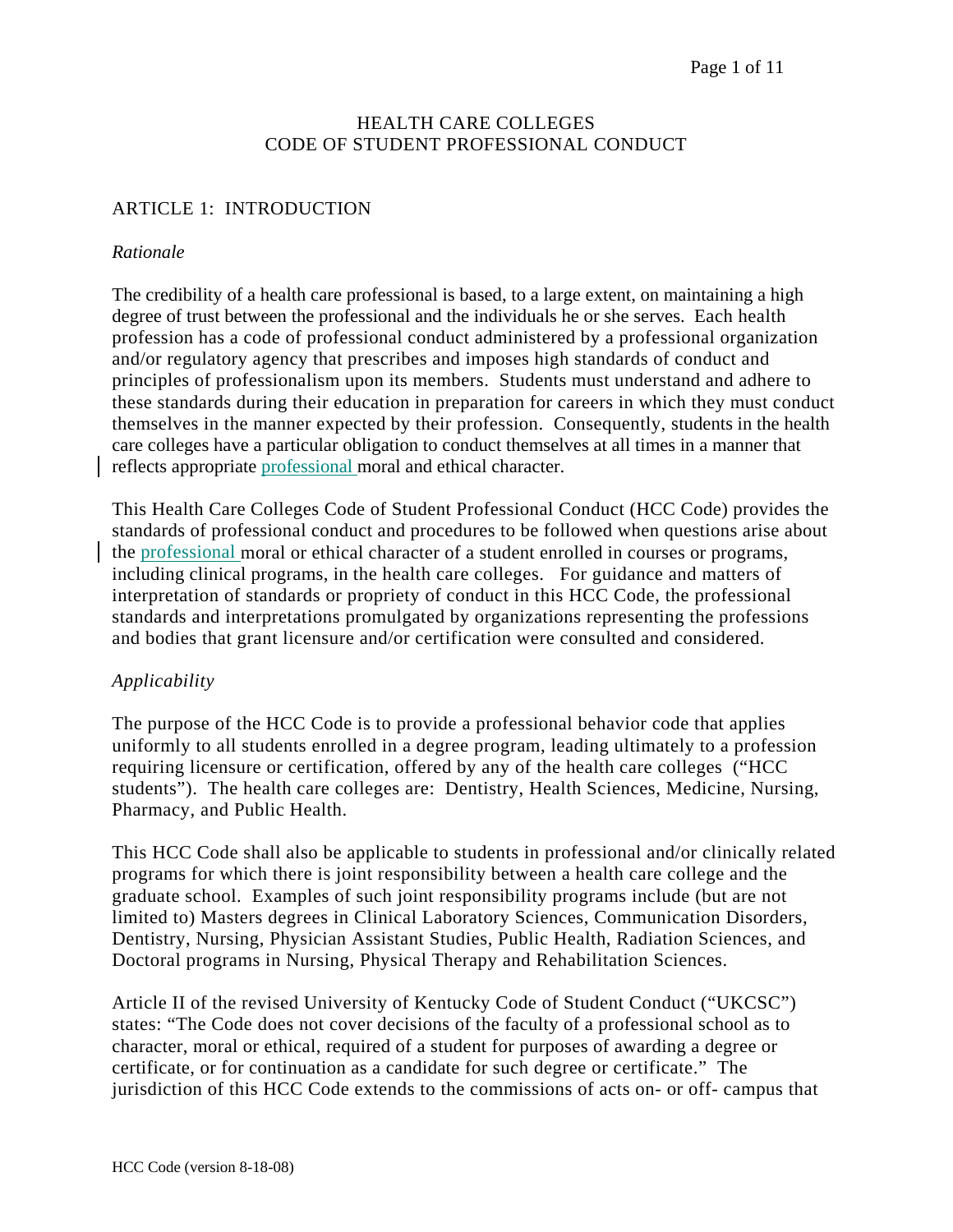# HEALTH CARE COLLEGES
# CODE OF STUDENT PROFESSIONAL CONDUCT

## ARTICLE 1: INTRODUCTION

### *Rationale*

The credibility of a health care professional is based, to a large extent, on maintaining a high degree of trust between the professional and the individuals he or she serves. Each health profession has a code of professional conduct administered by a professional organization and/or regulatory agency that prescribes and imposes high standards of conduct and principles of professionalism upon its members. Students must understand and adhere to these standards during their education in preparation for careers in which they must conduct themselves in the manner expected by their profession. Consequently, students in the health care colleges have a particular obligation to conduct themselves at all times in a manner that reflects appropriate professional moral and ethical character.

This Health Care Colleges Code of Student Professional Conduct (HCC Code) provides the standards of professional conduct and procedures to be followed when questions arise about the professional moral or ethical character of a student enrolled in courses or programs, including clinical programs, in the health care colleges. For guidance and matters of interpretation of standards or propriety of conduct in this HCC Code, the professional standards and interpretations promulgated by organizations representing the professions and bodies that grant licensure and/or certification were consulted and considered.

### *Applicability*

The purpose of the HCC Code is to provide a professional behavior code that applies uniformly to all students enrolled in a degree program, leading ultimately to a profession requiring licensure or certification, offered by any of the health care colleges ("HCC students"). The health care colleges are: Dentistry, Health Sciences, Medicine, Nursing, Pharmacy, and Public Health.

This HCC Code shall also be applicable to students in professional and/or clinically related programs for which there is joint responsibility between a health care college and the graduate school. Examples of such joint responsibility programs include (but are not limited to) Masters degrees in Clinical Laboratory Sciences, Communication Disorders, Dentistry, Nursing, Physician Assistant Studies, Public Health, Radiation Sciences, and Doctoral programs in Nursing, Physical Therapy and Rehabilitation Sciences.

Article II of the revised University of Kentucky Code of Student Conduct ("UKCSC") states: "The Code does not cover decisions of the faculty of a professional school as to character, moral or ethical, required of a student for purposes of awarding a degree or certificate, or for continuation as a candidate for such degree or certificate." The jurisdiction of this HCC Code extends to the commissions of acts on- or off- campus that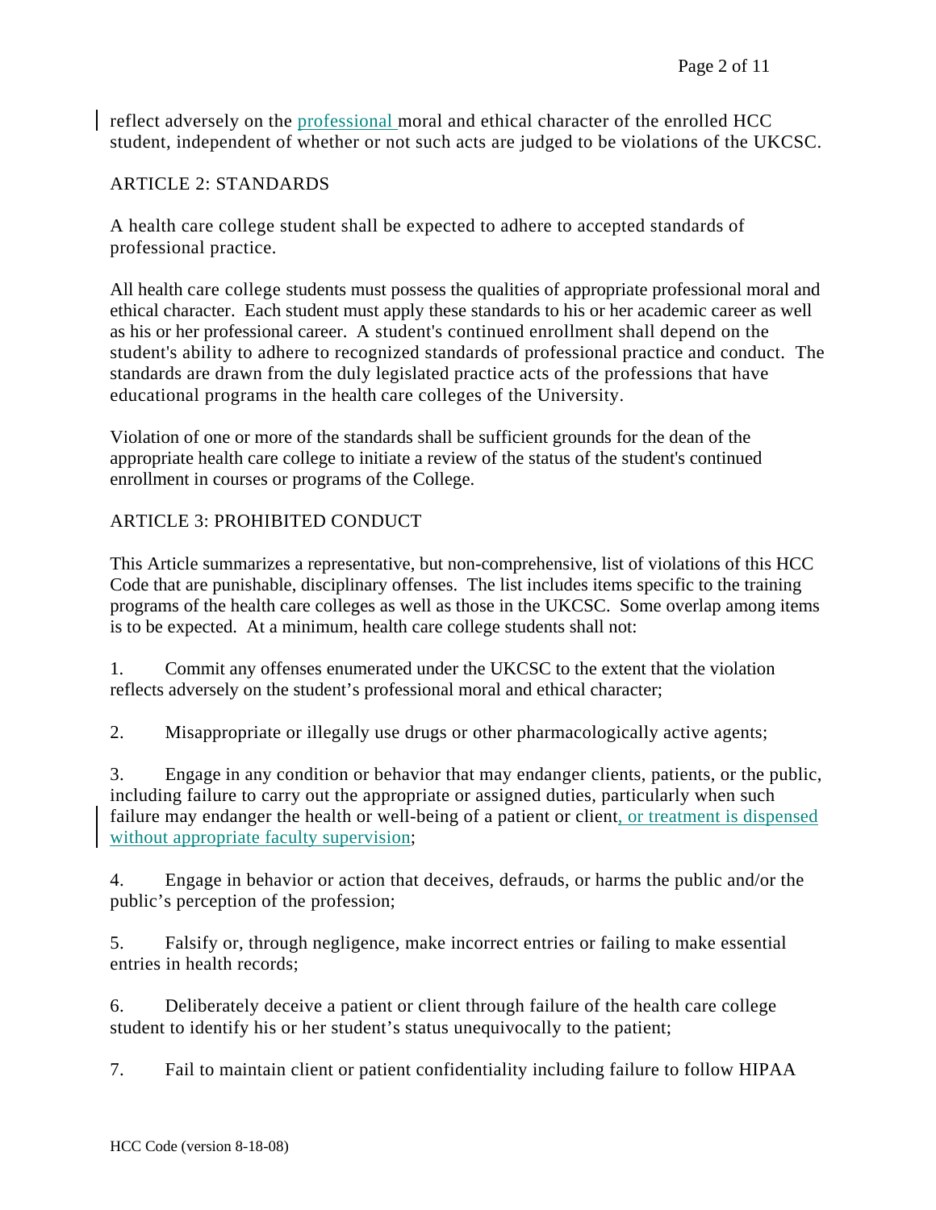reflect adversely on the professional moral and ethical character of the enrolled HCC student, independent of whether or not such acts are judged to be violations of the UKCSC.

## ARTICLE 2: STANDARDS

A health care college student shall be expected to adhere to accepted standards of professional practice.

All health care college students must possess the qualities of appropriate professional moral and ethical character. Each student must apply these standards to his or her academic career as well as his or her professional career. A student's continued enrollment shall depend on the student's ability to adhere to recognized standards of professional practice and conduct. The standards are drawn from the duly legislated practice acts of the professions that have educational programs in the health care colleges of the University.

Violation of one or more of the standards shall be sufficient grounds for the dean of the appropriate health care college to initiate a review of the status of the student's continued enrollment in courses or programs of the College.

## ARTICLE 3: PROHIBITED CONDUCT

This Article summarizes a representative, but non-comprehensive, list of violations of this HCC Code that are punishable, disciplinary offenses. The list includes items specific to the training programs of the health care colleges as well as those in the UKCSC. Some overlap among items is to be expected. At a minimum, health care college students shall not:

1. Commit any offenses enumerated under the UKCSC to the extent that the violation reflects adversely on the student's professional moral and ethical character;

2. Misappropriate or illegally use drugs or other pharmacologically active agents;

3. Engage in any condition or behavior that may endanger clients, patients, or the public, including failure to carry out the appropriate or assigned duties, particularly when such failure may endanger the health or well-being of a patient or client, or treatment is dispensed without appropriate faculty supervision;

4. Engage in behavior or action that deceives, defrauds, or harms the public and/or the public's perception of the profession;

5. Falsify or, through negligence, make incorrect entries or failing to make essential entries in health records;

6. Deliberately deceive a patient or client through failure of the health care college student to identify his or her student's status unequivocally to the patient;

7. Fail to maintain client or patient confidentiality including failure to follow HIPAA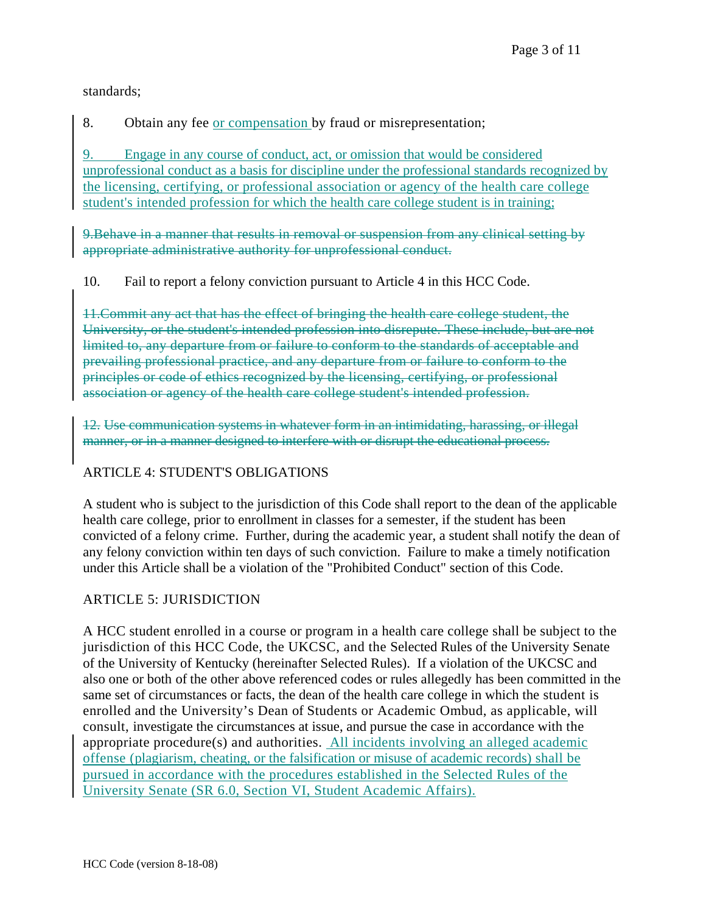standards;

8. Obtain any fee or compensation by fraud or misrepresentation;

9. Engage in any course of conduct, act, or omission that would be considered unprofessional conduct as a basis for discipline under the professional standards recognized by the licensing, certifying, or professional association or agency of the health care college student's intended profession for which the health care college student is in training;

~~9.Behave in a manner that results in removal or suspension from any clinical setting by appropriate administrative authority for unprofessional conduct.~~

10. Fail to report a felony conviction pursuant to Article 4 in this HCC Code.

~~11.Commit any act that has the effect of bringing the health care college student, the University, or the student's intended profession into disrepute. These include, but are not limited to, any departure from or failure to conform to the standards of acceptable and prevailing professional practice, and any departure from or failure to conform to the principles or code of ethics recognized by the licensing, certifying, or professional association or agency of the health care college student's intended profession.~~

~~12. Use communication systems in whatever form in an intimidating, harassing, or illegal manner, or in a manner designed to interfere with or disrupt the educational process.~~

## ARTICLE 4: STUDENT'S OBLIGATIONS

A student who is subject to the jurisdiction of this Code shall report to the dean of the applicable health care college, prior to enrollment in classes for a semester, if the student has been convicted of a felony crime. Further, during the academic year, a student shall notify the dean of any felony conviction within ten days of such conviction. Failure to make a timely notification under this Article shall be a violation of the "Prohibited Conduct" section of this Code.

## ARTICLE 5: JURISDICTION

A HCC student enrolled in a course or program in a health care college shall be subject to the jurisdiction of this HCC Code, the UKCSC, and the Selected Rules of the University Senate of the University of Kentucky (hereinafter Selected Rules). If a violation of the UKCSC and also one or both of the other above referenced codes or rules allegedly has been committed in the same set of circumstances or facts, the dean of the health care college in which the student is enrolled and the University's Dean of Students or Academic Ombud, as applicable, will consult, investigate the circumstances at issue, and pursue the case in accordance with the appropriate procedure(s) and authorities. All incidents involving an alleged academic offense (plagiarism, cheating, or the falsification or misuse of academic records) shall be pursued in accordance with the procedures established in the Selected Rules of the University Senate (SR 6.0, Section VI, Student Academic Affairs).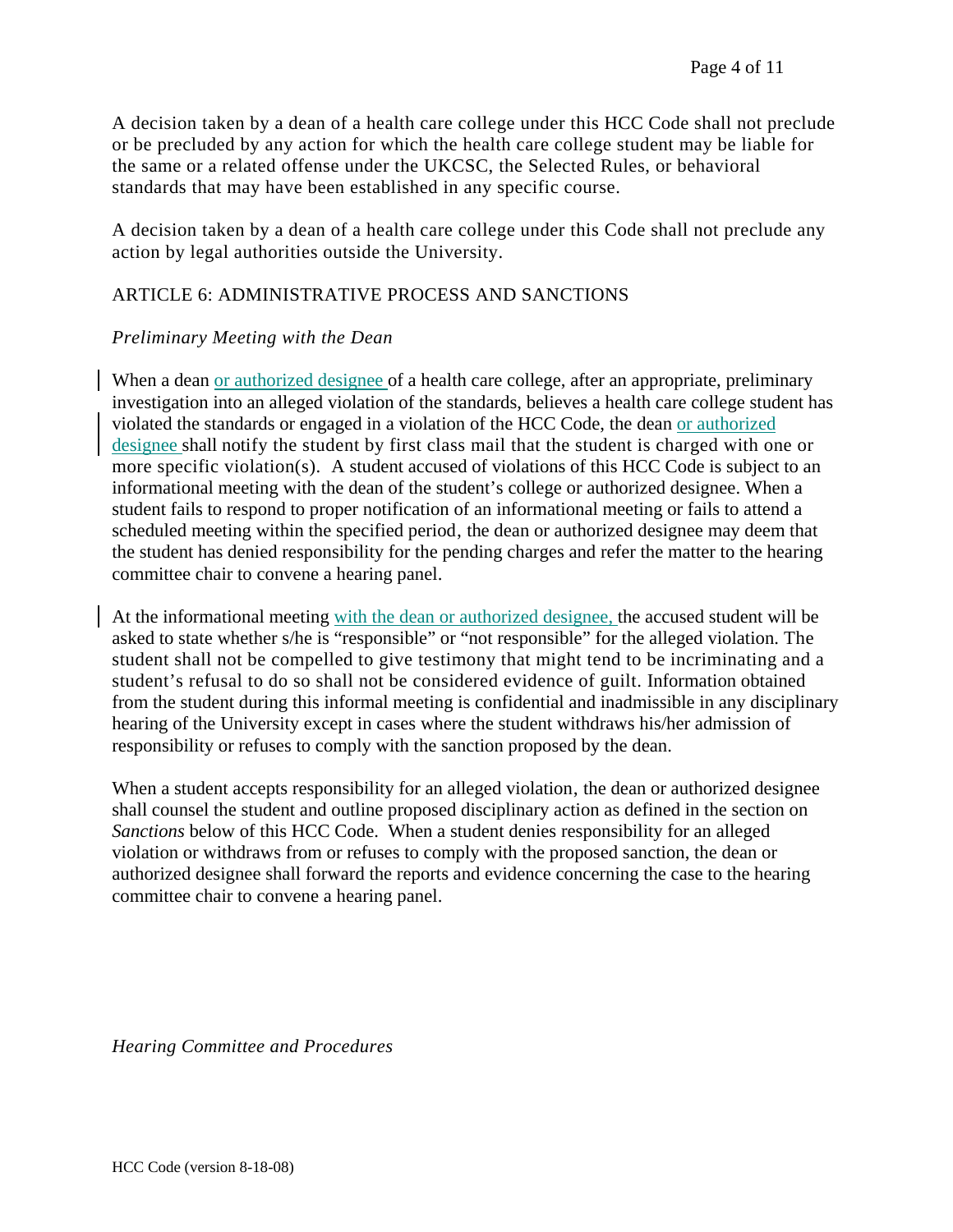A decision taken by a dean of a health care college under this HCC Code shall not preclude or be precluded by any action for which the health care college student may be liable for the same or a related offense under the UKCSC, the Selected Rules, or behavioral standards that may have been established in any specific course.

A decision taken by a dean of a health care college under this Code shall not preclude any action by legal authorities outside the University.

## ARTICLE 6: ADMINISTRATIVE PROCESS AND SANCTIONS

*Preliminary Meeting with the Dean*

When a dean or authorized designee of a health care college, after an appropriate, preliminary investigation into an alleged violation of the standards, believes a health care college student has violated the standards or engaged in a violation of the HCC Code, the dean or authorized designee shall notify the student by first class mail that the student is charged with one or more specific violation(s). A student accused of violations of this HCC Code is subject to an informational meeting with the dean of the student's college or authorized designee. When a student fails to respond to proper notification of an informational meeting or fails to attend a scheduled meeting within the specified period, the dean or authorized designee may deem that the student has denied responsibility for the pending charges and refer the matter to the hearing committee chair to convene a hearing panel.

At the informational meeting with the dean or authorized designee, the accused student will be asked to state whether s/he is "responsible" or "not responsible" for the alleged violation. The student shall not be compelled to give testimony that might tend to be incriminating and a student's refusal to do so shall not be considered evidence of guilt. Information obtained from the student during this informal meeting is confidential and inadmissible in any disciplinary hearing of the University except in cases where the student withdraws his/her admission of responsibility or refuses to comply with the sanction proposed by the dean.

When a student accepts responsibility for an alleged violation, the dean or authorized designee shall counsel the student and outline proposed disciplinary action as defined in the section on *Sanctions* below of this HCC Code. When a student denies responsibility for an alleged violation or withdraws from or refuses to comply with the proposed sanction, the dean or authorized designee shall forward the reports and evidence concerning the case to the hearing committee chair to convene a hearing panel.

*Hearing Committee and Procedures*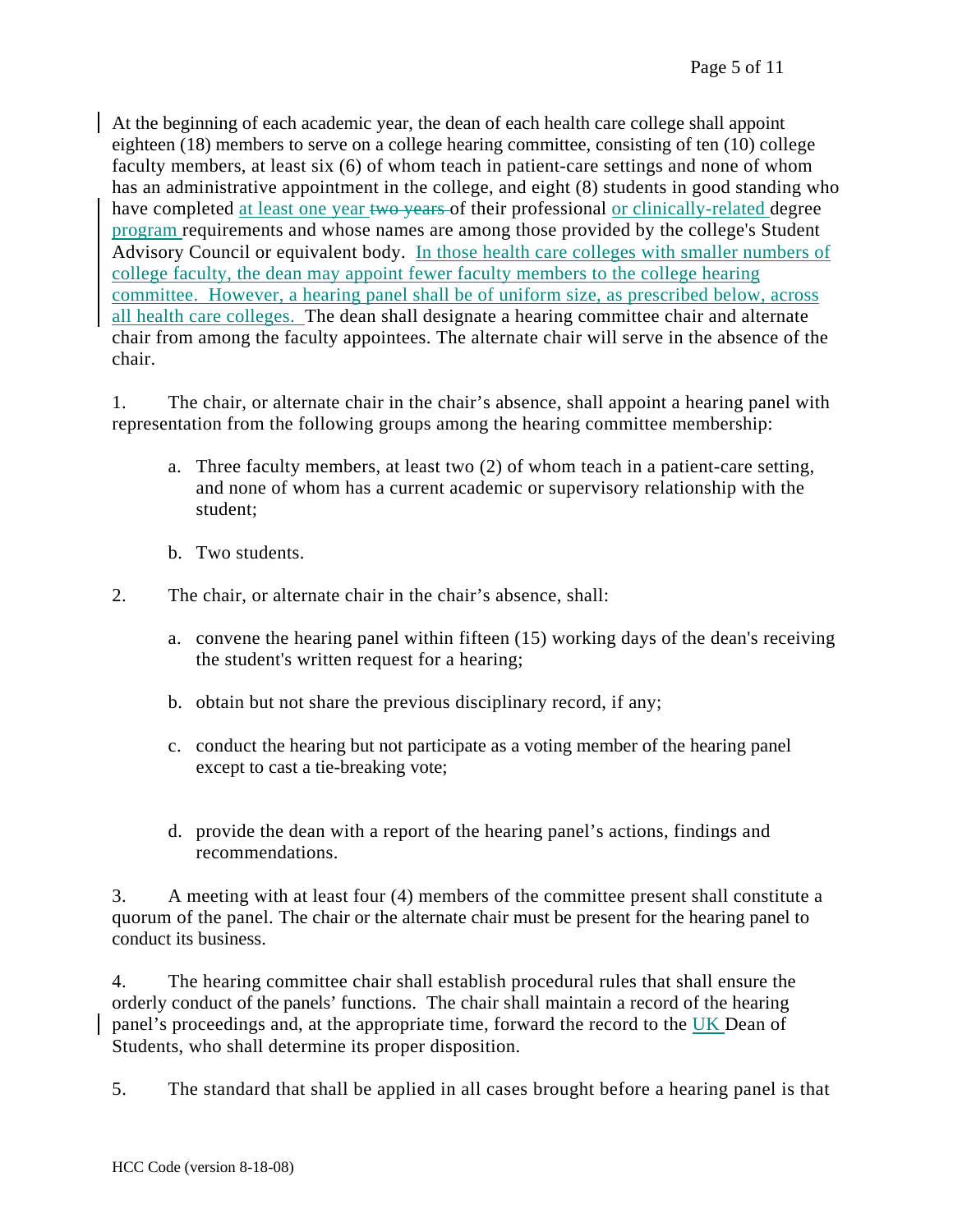At the beginning of each academic year, the dean of each health care college shall appoint eighteen (18) members to serve on a college hearing committee, consisting of ten (10) college faculty members, at least six (6) of whom teach in patient-care settings and none of whom has an administrative appointment in the college, and eight (8) students in good standing who have completed at least one year ~~two years~~ of their professional or clinically-related degree program requirements and whose names are among those provided by the college's Student Advisory Council or equivalent body. In those health care colleges with smaller numbers of college faculty, the dean may appoint fewer faculty members to the college hearing committee. However, a hearing panel shall be of uniform size, as prescribed below, across all health care colleges. The dean shall designate a hearing committee chair and alternate chair from among the faculty appointees. The alternate chair will serve in the absence of the chair.

1. The chair, or alternate chair in the chair's absence, shall appoint a hearing panel with representation from the following groups among the hearing committee membership:

   a. Three faculty members, at least two (2) of whom teach in a patient-care setting, and none of whom has a current academic or supervisory relationship with the student;

   b. Two students.

2. The chair, or alternate chair in the chair's absence, shall:

   a. convene the hearing panel within fifteen (15) working days of the dean's receiving the student's written request for a hearing;

   b. obtain but not share the previous disciplinary record, if any;

   c. conduct the hearing but not participate as a voting member of the hearing panel except to cast a tie-breaking vote;

   d. provide the dean with a report of the hearing panel's actions, findings and recommendations.

3. A meeting with at least four (4) members of the committee present shall constitute a quorum of the panel. The chair or the alternate chair must be present for the hearing panel to conduct its business.

4. The hearing committee chair shall establish procedural rules that shall ensure the orderly conduct of the panels' functions. The chair shall maintain a record of the hearing panel's proceedings and, at the appropriate time, forward the record to the UK Dean of Students, who shall determine its proper disposition.

5. The standard that shall be applied in all cases brought before a hearing panel is that

HCC Code (version 8-18-08)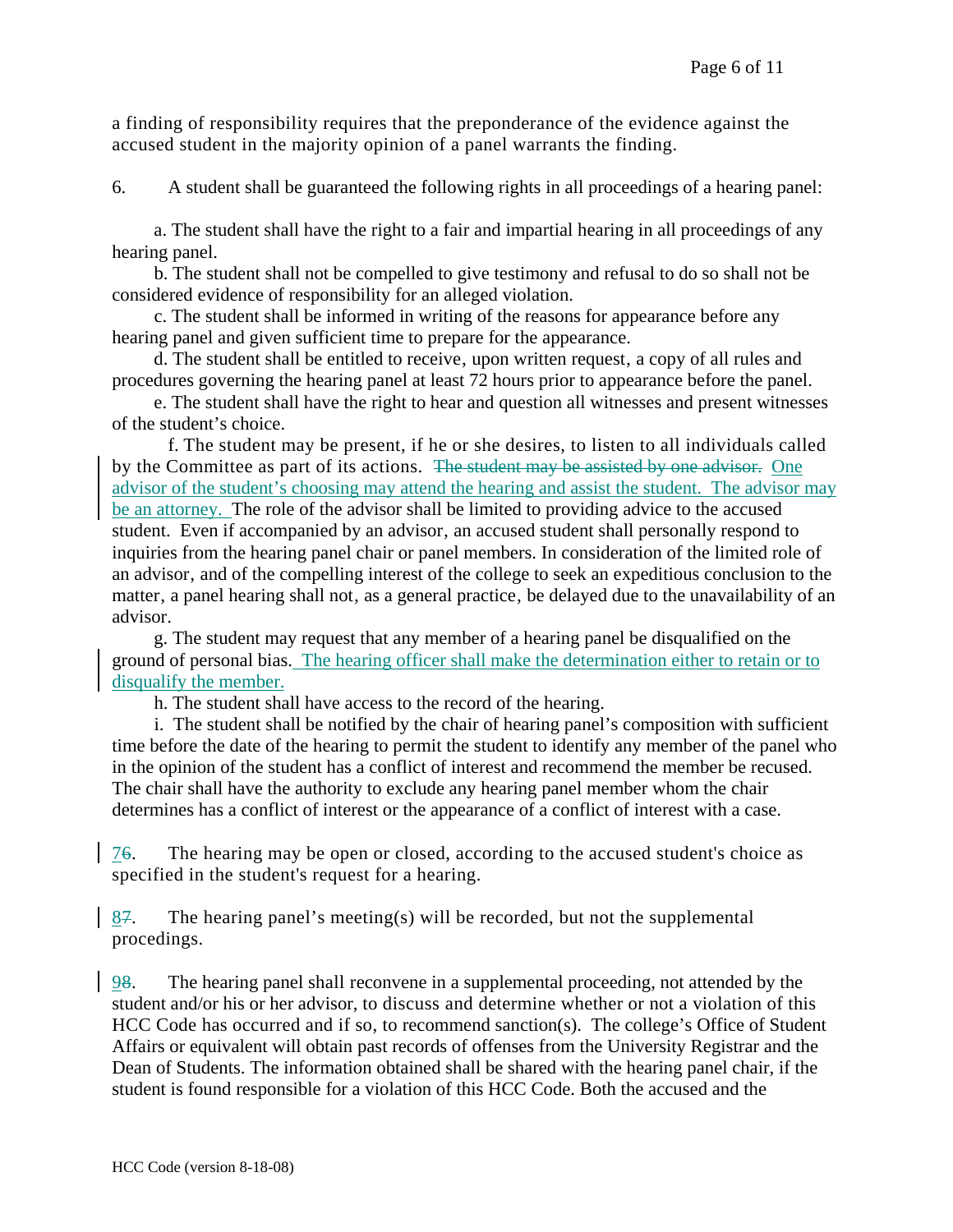a finding of responsibility requires that the preponderance of the evidence against the accused student in the majority opinion of a panel warrants the finding.

6. A student shall be guaranteed the following rights in all proceedings of a hearing panel:

a. The student shall have the right to a fair and impartial hearing in all proceedings of any hearing panel.

b. The student shall not be compelled to give testimony and refusal to do so shall not be considered evidence of responsibility for an alleged violation.

c. The student shall be informed in writing of the reasons for appearance before any hearing panel and given sufficient time to prepare for the appearance.

d. The student shall be entitled to receive, upon written request, a copy of all rules and procedures governing the hearing panel at least 72 hours prior to appearance before the panel.

e. The student shall have the right to hear and question all witnesses and present witnesses of the student's choice.

f. The student may be present, if he or she desires, to listen to all individuals called by the Committee as part of its actions. ~~The student may be assisted by one advisor.~~ One advisor of the student's choosing may attend the hearing and assist the student. The advisor may be an attorney. The role of the advisor shall be limited to providing advice to the accused student. Even if accompanied by an advisor, an accused student shall personally respond to inquiries from the hearing panel chair or panel members. In consideration of the limited role of an advisor, and of the compelling interest of the college to seek an expeditious conclusion to the matter, a panel hearing shall not, as a general practice, be delayed due to the unavailability of an advisor.

g. The student may request that any member of a hearing panel be disqualified on the ground of personal bias. The hearing officer shall make the determination either to retain or to disqualify the member.

h. The student shall have access to the record of the hearing.

i. The student shall be notified by the chair of hearing panel's composition with sufficient time before the date of the hearing to permit the student to identify any member of the panel who in the opinion of the student has a conflict of interest and recommend the member be recused. The chair shall have the authority to exclude any hearing panel member whom the chair determines has a conflict of interest or the appearance of a conflict of interest with a case.

7~~6~~. The hearing may be open or closed, according to the accused student's choice as specified in the student's request for a hearing.

8~~7~~. The hearing panel's meeting(s) will be recorded, but not the supplemental procedings.

9~~8~~. The hearing panel shall reconvene in a supplemental proceeding, not attended by the student and/or his or her advisor, to discuss and determine whether or not a violation of this HCC Code has occurred and if so, to recommend sanction(s). The college's Office of Student Affairs or equivalent will obtain past records of offenses from the University Registrar and the Dean of Students. The information obtained shall be shared with the hearing panel chair, if the student is found responsible for a violation of this HCC Code. Both the accused and the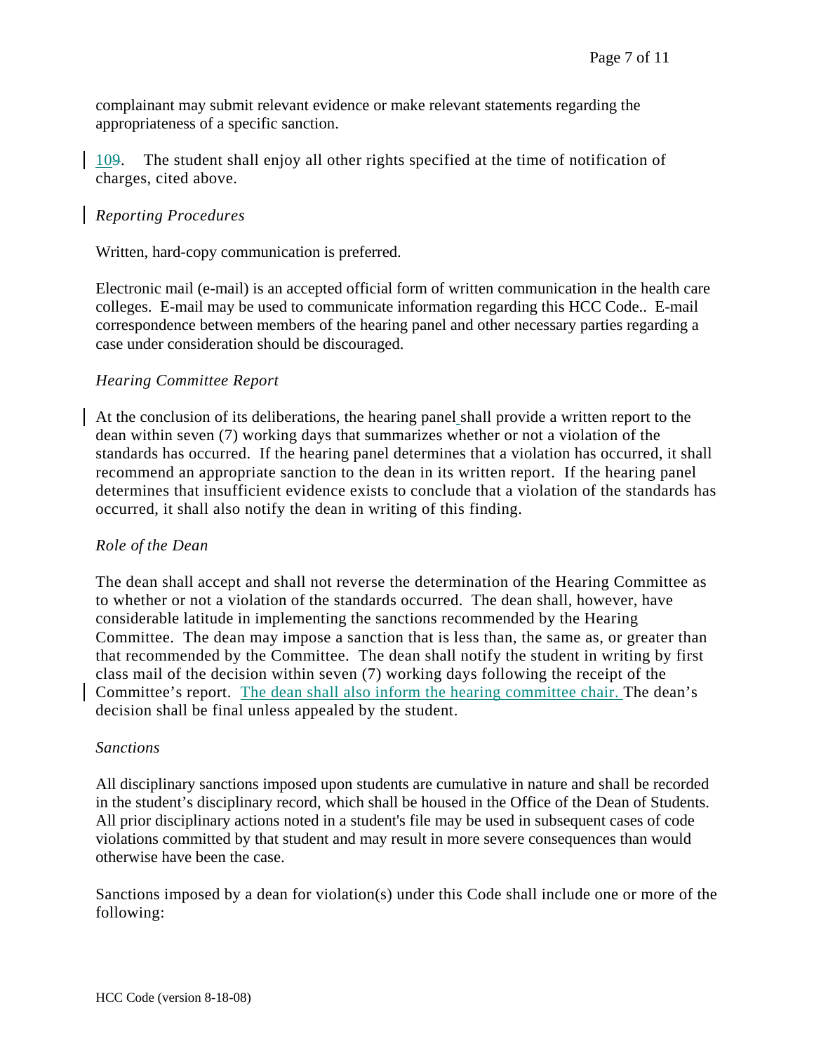complainant may submit relevant evidence or make relevant statements regarding the appropriateness of a specific sanction.

10. The student shall enjoy all other rights specified at the time of notification of charges, cited above.

*Reporting Procedures*

Written, hard-copy communication is preferred.

Electronic mail (e-mail) is an accepted official form of written communication in the health care colleges. E-mail may be used to communicate information regarding this HCC Code.. E-mail correspondence between members of the hearing panel and other necessary parties regarding a case under consideration should be discouraged.

*Hearing Committee Report*

At the conclusion of its deliberations, the hearing panel shall provide a written report to the dean within seven (7) working days that summarizes whether or not a violation of the standards has occurred. If the hearing panel determines that a violation has occurred, it shall recommend an appropriate sanction to the dean in its written report. If the hearing panel determines that insufficient evidence exists to conclude that a violation of the standards has occurred, it shall also notify the dean in writing of this finding.

*Role of the Dean*

The dean shall accept and shall not reverse the determination of the Hearing Committee as to whether or not a violation of the standards occurred. The dean shall, however, have considerable latitude in implementing the sanctions recommended by the Hearing Committee. The dean may impose a sanction that is less than, the same as, or greater than that recommended by the Committee. The dean shall notify the student in writing by first class mail of the decision within seven (7) working days following the receipt of the Committee's report. The dean shall also inform the hearing committee chair. The dean's decision shall be final unless appealed by the student.

*Sanctions*

All disciplinary sanctions imposed upon students are cumulative in nature and shall be recorded in the student's disciplinary record, which shall be housed in the Office of the Dean of Students. All prior disciplinary actions noted in a student's file may be used in subsequent cases of code violations committed by that student and may result in more severe consequences than would otherwise have been the case.

Sanctions imposed by a dean for violation(s) under this Code shall include one or more of the following: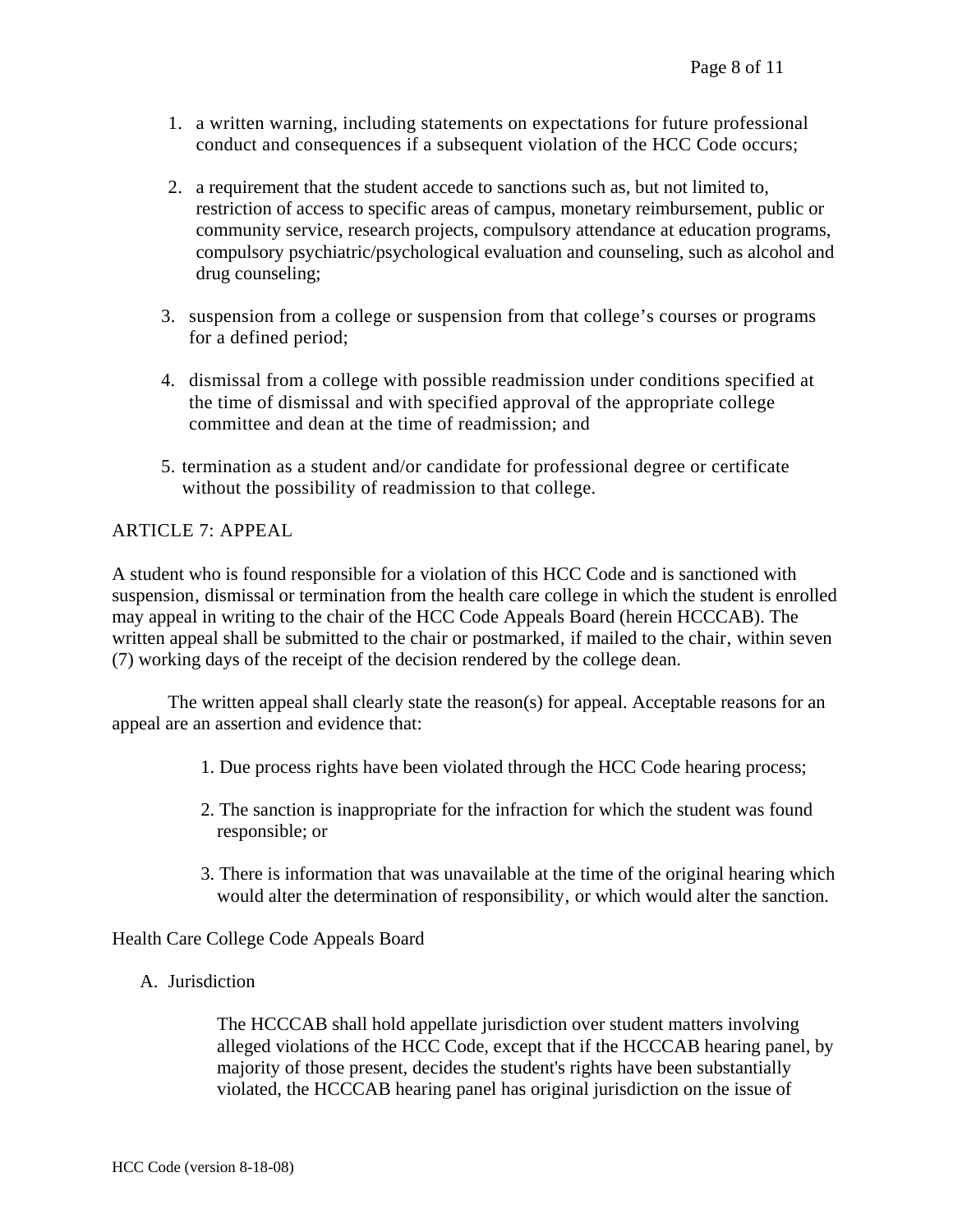1. a written warning, including statements on expectations for future professional conduct and consequences if a subsequent violation of the HCC Code occurs;

2. a requirement that the student accede to sanctions such as, but not limited to, restriction of access to specific areas of campus, monetary reimbursement, public or community service, research projects, compulsory attendance at education programs, compulsory psychiatric/psychological evaluation and counseling, such as alcohol and drug counseling;

3. suspension from a college or suspension from that college's courses or programs for a defined period;

4. dismissal from a college with possible readmission under conditions specified at the time of dismissal and with specified approval of the appropriate college committee and dean at the time of readmission; and

5. termination as a student and/or candidate for professional degree or certificate without the possibility of readmission to that college.

## ARTICLE 7: APPEAL

A student who is found responsible for a violation of this HCC Code and is sanctioned with suspension, dismissal or termination from the health care college in which the student is enrolled may appeal in writing to the chair of the HCC Code Appeals Board (herein HCCCAB). The written appeal shall be submitted to the chair or postmarked, if mailed to the chair, within seven (7) working days of the receipt of the decision rendered by the college dean.

The written appeal shall clearly state the reason(s) for appeal. Acceptable reasons for an appeal are an assertion and evidence that:

1. Due process rights have been violated through the HCC Code hearing process;

2. The sanction is inappropriate for the infraction for which the student was found responsible; or

3. There is information that was unavailable at the time of the original hearing which would alter the determination of responsibility, or which would alter the sanction.

Health Care College Code Appeals Board

A. Jurisdiction

The HCCCAB shall hold appellate jurisdiction over student matters involving alleged violations of the HCC Code, except that if the HCCCAB hearing panel, by majority of those present, decides the student's rights have been substantially violated, the HCCCAB hearing panel has original jurisdiction on the issue of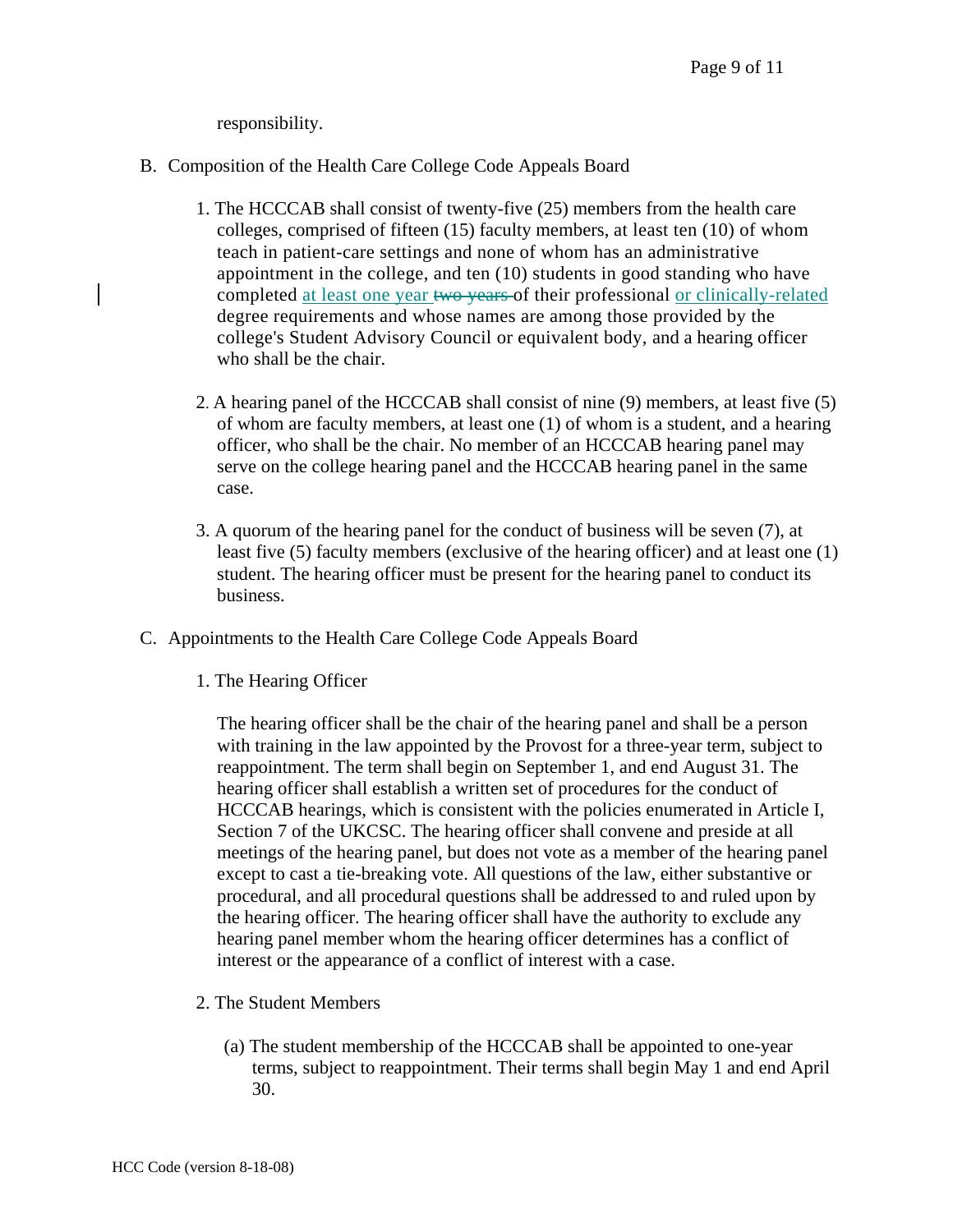responsibility.

B. Composition of the Health Care College Code Appeals Board

1. The HCCCAB shall consist of twenty-five (25) members from the health care colleges, comprised of fifteen (15) faculty members, at least ten (10) of whom teach in patient-care settings and none of whom has an administrative appointment in the college, and ten (10) students in good standing who have completed at least one year ~~two years~~ of their professional or clinically-related degree requirements and whose names are among those provided by the college's Student Advisory Council or equivalent body, and a hearing officer who shall be the chair.

2. A hearing panel of the HCCCAB shall consist of nine (9) members, at least five (5) of whom are faculty members, at least one (1) of whom is a student, and a hearing officer, who shall be the chair. No member of an HCCCAB hearing panel may serve on the college hearing panel and the HCCCAB hearing panel in the same case.

3. A quorum of the hearing panel for the conduct of business will be seven (7), at least five (5) faculty members (exclusive of the hearing officer) and at least one (1) student. The hearing officer must be present for the hearing panel to conduct its business.

C. Appointments to the Health Care College Code Appeals Board

1. The Hearing Officer

   The hearing officer shall be the chair of the hearing panel and shall be a person with training in the law appointed by the Provost for a three-year term, subject to reappointment. The term shall begin on September 1, and end August 31. The hearing officer shall establish a written set of procedures for the conduct of HCCCAB hearings, which is consistent with the policies enumerated in Article I, Section 7 of the UKCSC. The hearing officer shall convene and preside at all meetings of the hearing panel, but does not vote as a member of the hearing panel except to cast a tie-breaking vote. All questions of the law, either substantive or procedural, and all procedural questions shall be addressed to and ruled upon by the hearing officer. The hearing officer shall have the authority to exclude any hearing panel member whom the hearing officer determines has a conflict of interest or the appearance of a conflict of interest with a case.

2. The Student Members

   (a) The student membership of the HCCCAB shall be appointed to one-year terms, subject to reappointment. Their terms shall begin May 1 and end April 30.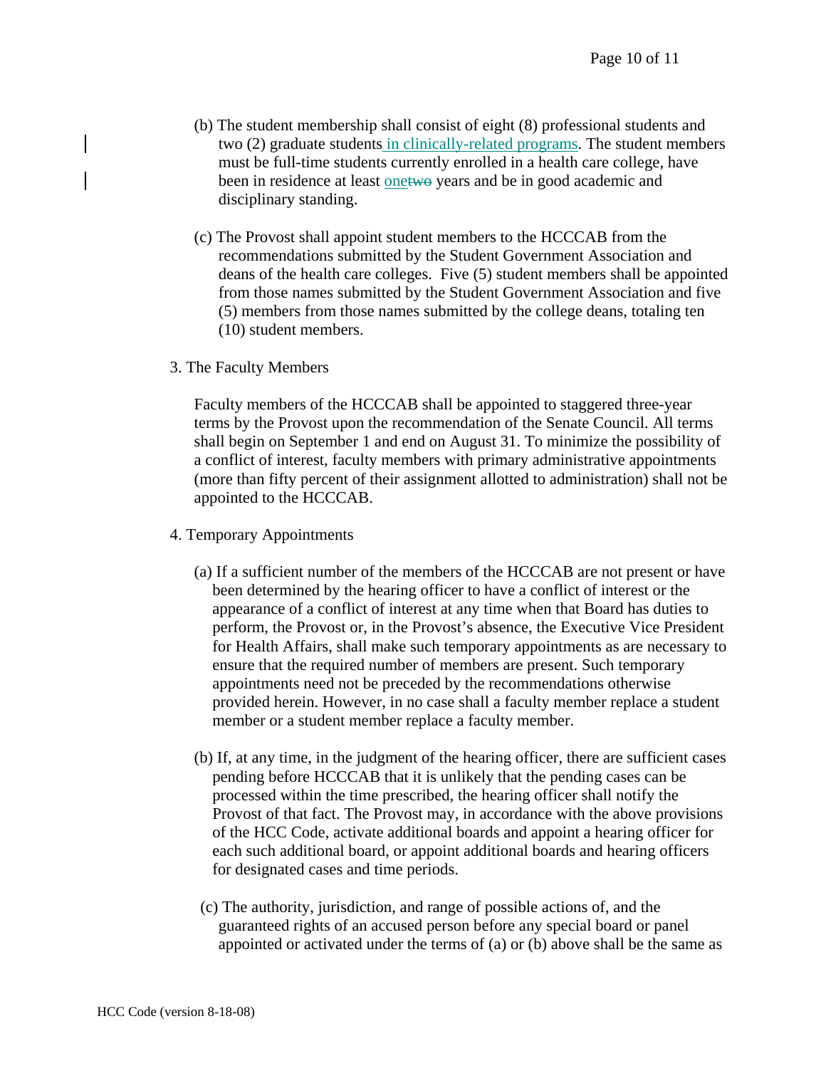(b) The student membership shall consist of eight (8) professional students and two (2) graduate students in clinically-related programs. The student members must be full-time students currently enrolled in a health care college, have been in residence at least ~~two~~ one years and be in good academic and disciplinary standing.

(c) The Provost shall appoint student members to the HCCCAB from the recommendations submitted by the Student Government Association and deans of the health care colleges. Five (5) student members shall be appointed from those names submitted by the Student Government Association and five (5) members from those names submitted by the college deans, totaling ten (10) student members.

3. The Faculty Members

Faculty members of the HCCCAB shall be appointed to staggered three-year terms by the Provost upon the recommendation of the Senate Council. All terms shall begin on September 1 and end on August 31. To minimize the possibility of a conflict of interest, faculty members with primary administrative appointments (more than fifty percent of their assignment allotted to administration) shall not be appointed to the HCCCAB.

4. Temporary Appointments

(a) If a sufficient number of the members of the HCCCAB are not present or have been determined by the hearing officer to have a conflict of interest or the appearance of a conflict of interest at any time when that Board has duties to perform, the Provost or, in the Provost's absence, the Executive Vice President for Health Affairs, shall make such temporary appointments as are necessary to ensure that the required number of members are present. Such temporary appointments need not be preceded by the recommendations otherwise provided herein. However, in no case shall a faculty member replace a student member or a student member replace a faculty member.

(b) If, at any time, in the judgment of the hearing officer, there are sufficient cases pending before HCCCAB that it is unlikely that the pending cases can be processed within the time prescribed, the hearing officer shall notify the Provost of that fact. The Provost may, in accordance with the above provisions of the HCC Code, activate additional boards and appoint a hearing officer for each such additional board, or appoint additional boards and hearing officers for designated cases and time periods.

(c) The authority, jurisdiction, and range of possible actions of, and the guaranteed rights of an accused person before any special board or panel appointed or activated under the terms of (a) or (b) above shall be the same as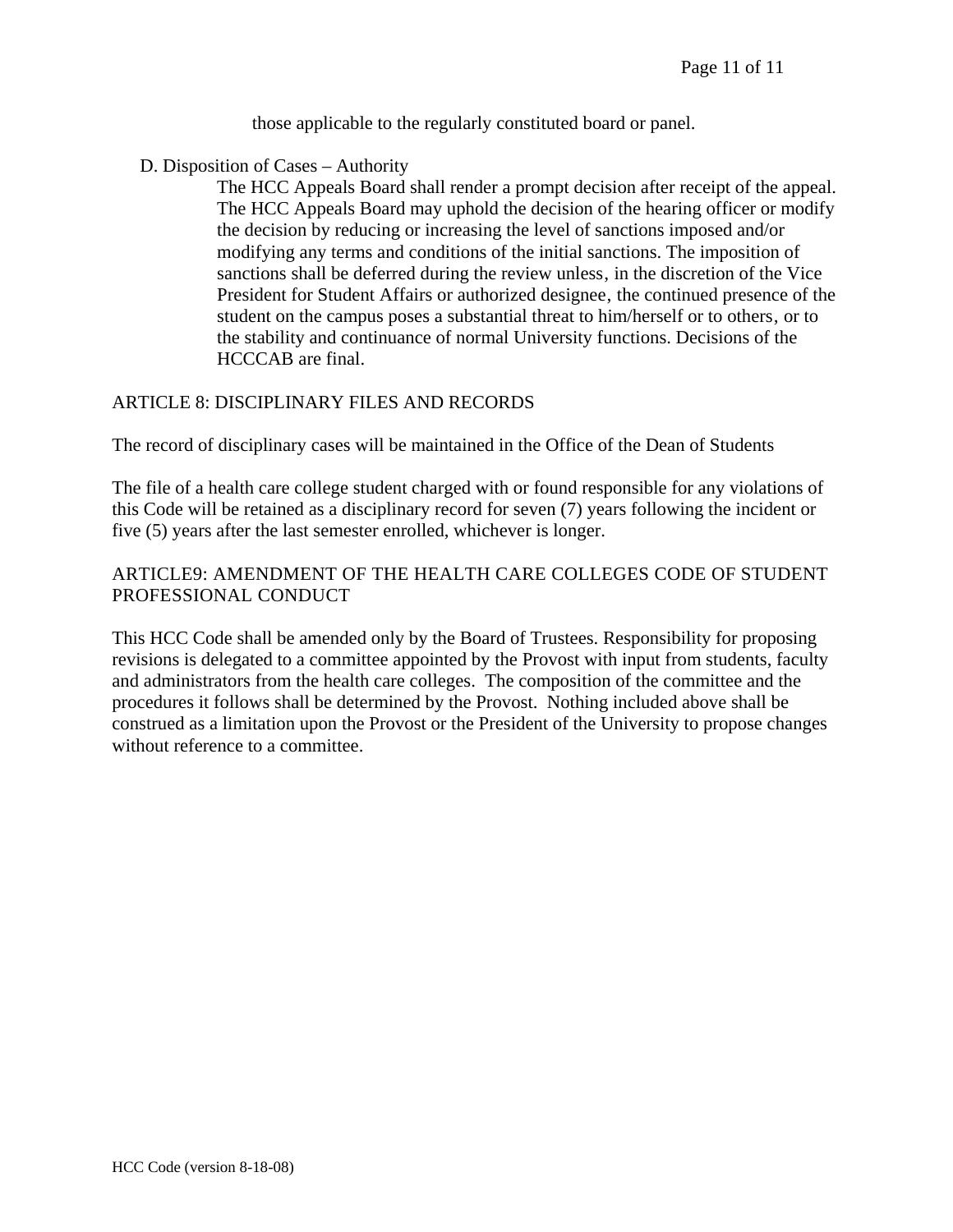those applicable to the regularly constituted board or panel.

D. Disposition of Cases – Authority

The HCC Appeals Board shall render a prompt decision after receipt of the appeal. The HCC Appeals Board may uphold the decision of the hearing officer or modify the decision by reducing or increasing the level of sanctions imposed and/or modifying any terms and conditions of the initial sanctions. The imposition of sanctions shall be deferred during the review unless, in the discretion of the Vice President for Student Affairs or authorized designee, the continued presence of the student on the campus poses a substantial threat to him/herself or to others, or to the stability and continuance of normal University functions. Decisions of the HCCCAB are final.

## ARTICLE 8: DISCIPLINARY FILES AND RECORDS

The record of disciplinary cases will be maintained in the Office of the Dean of Students

The file of a health care college student charged with or found responsible for any violations of this Code will be retained as a disciplinary record for seven (7) years following the incident or five (5) years after the last semester enrolled, whichever is longer.

## ARTICLE9: AMENDMENT OF THE HEALTH CARE COLLEGES CODE OF STUDENT PROFESSIONAL CONDUCT

This HCC Code shall be amended only by the Board of Trustees. Responsibility for proposing revisions is delegated to a committee appointed by the Provost with input from students, faculty and administrators from the health care colleges. The composition of the committee and the procedures it follows shall be determined by the Provost. Nothing included above shall be construed as a limitation upon the Provost or the President of the University to propose changes without reference to a committee.